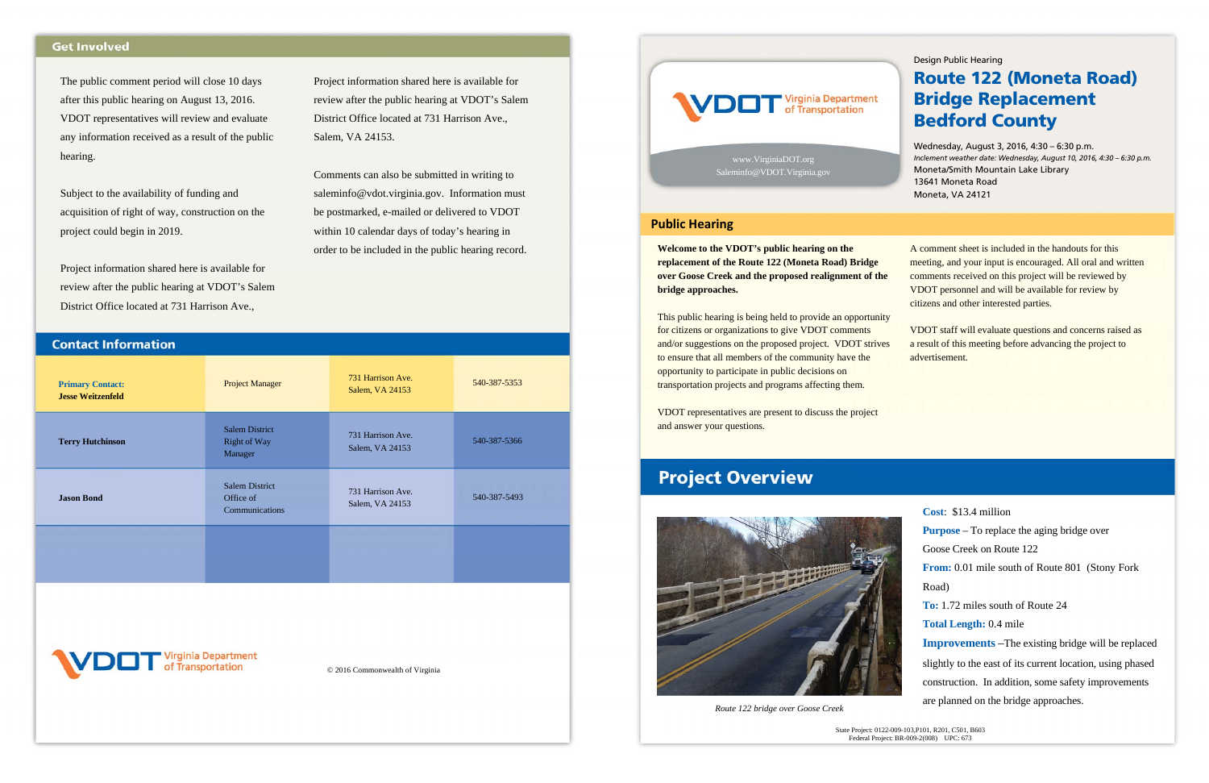## Get Involved

The public comment period will close 10 days after this public hearing on August 13, 2016. VDOT representatives will review and evaluate any information received as a result of the public hearing.

Subject to the availability of funding and acquisition of right of way, construction on the project could begin in 2019.

Project information shared here is available for review after the public hearing at VDOT's Salem District Office located at 731 Harrison Ave.,

Project information shared here is available for review after the public hearing at VDOT's Salem District Office located at 731 Harrison Ave., Salem, VA 24153.

Comments can also be submitted in writing to saleminfo@vdot.virginia.gov. Information must be postmarked, e-mailed or delivered to VDOT within 10 calendar days of today's hearing in order to be included in the public hearing record.

## Contact Information

| | | | |
|---|---|---|---|
| **Primary Contact: Jesse Weitzenfeld** | Project Manager | 731 Harrison Ave. Salem, VA 24153 | 540-387-5353 |
| **Terry Hutchinson** | Salem District Right of Way Manager | 731 Harrison Ave. Salem, VA 24153 | 540-387-5366 |
| **Jason Bond** | Salem District Office of Communications | 731 Harrison Ave. Salem, VA 24153 | 540-387-5493 |

VDOT Virginia Department of Transportation

© 2016 Commonwealth of Virginia

VDOT Virginia Department of Transportation

www.VirginiaDOT.org
Saleminfo@VDOT.Virginia.gov

Design Public Hearing

# Route 122 (Moneta Road) Bridge Replacement Bedford County

Wednesday, August 3, 2016, 4:30 – 6:30 p.m.
*Inclement weather date: Wednesday, August 10, 2016, 4:30 – 6:30 p.m.*
Moneta/Smith Mountain Lake Library
13641 Moneta Road
Moneta, VA 24121

## Public Hearing

**Welcome to the VDOT's public hearing on the replacement of the Route 122 (Moneta Road) Bridge over Goose Creek and the proposed realignment of the bridge approaches.**

This public hearing is being held to provide an opportunity for citizens or organizations to give VDOT comments and/or suggestions on the proposed project. VDOT strives to ensure that all members of the community have the opportunity to participate in public decisions on transportation projects and programs affecting them.

VDOT representatives are present to discuss the project and answer your questions.

A comment sheet is included in the handouts for this meeting, and your input is encouraged. All oral and written comments received on this project will be reviewed by VDOT personnel and will be available for review by citizens and other interested parties.

VDOT staff will evaluate questions and concerns raised as a result of this meeting before advancing the project to advertisement.

## Project Overview

*Route 122 bridge over Goose Creek*

**Cost**: $13.4 million

**Purpose** – To replace the aging bridge over Goose Creek on Route 122

**From:** 0.01 mile south of Route 801 (Stony Fork Road)

**To:** 1.72 miles south of Route 24

**Total Length:** 0.4 mile

**Improvements** –The existing bridge will be replaced slightly to the east of its current location, using phased construction. In addition, some safety improvements are planned on the bridge approaches.

State Project: 0122-009-103,P101, R201, C501, B603
Federal Project: BR-009-2(008) UPC: 673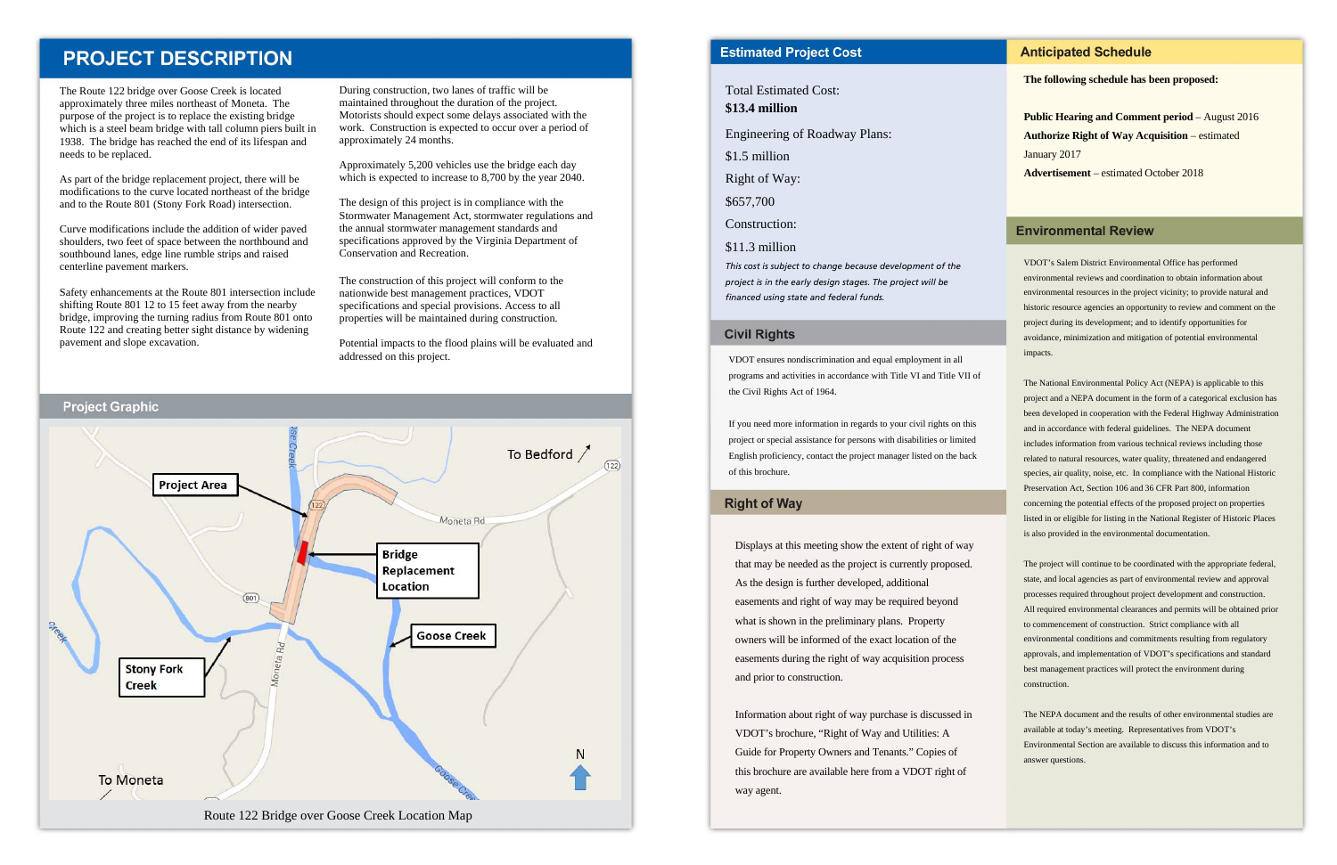# PROJECT DESCRIPTION

The Route 122 bridge over Goose Creek is located approximately three miles northeast of Moneta. The purpose of the project is to replace the existing bridge which is a steel beam bridge with tall column piers built in 1938. The bridge has reached the end of its lifespan and needs to be replaced.

As part of the bridge replacement project, there will be modifications to the curve located northeast of the bridge and to the Route 801 (Stony Fork Road) intersection.

Curve modifications include the addition of wider paved shoulders, two feet of space between the northbound and southbound lanes, edge line rumble strips and raised centerline pavement markers.

Safety enhancements at the Route 801 intersection include shifting Route 801 12 to 15 feet away from the nearby bridge, improving the turning radius from Route 801 onto Route 122 and creating better sight distance by widening pavement and slope excavation.

During construction, two lanes of traffic will be maintained throughout the duration of the project. Motorists should expect some delays associated with the work. Construction is expected to occur over a period of approximately 24 months.

Approximately 5,200 vehicles use the bridge each day which is expected to increase to 8,700 by the year 2040.

The design of this project is in compliance with the Stormwater Management Act, stormwater regulations and the annual stormwater management standards and specifications approved by the Virginia Department of Conservation and Recreation.

The construction of this project will conform to the nationwide best management practices, VDOT specifications and special provisions. Access to all properties will be maintained during construction.

Potential impacts to the flood plains will be evaluated and addressed on this project.

## Project Graphic

Project Area

Bridge Replacement Location

Goose Creek

Stony Fork Creek

To Bedford

To Moneta

Moneta Rd

N

Route 122 Bridge over Goose Creek Location Map

## Estimated Project Cost

Total Estimated Cost:
**$13.4 million**

Engineering of Roadway Plans:

$1.5 million

Right of Way:

$657,700

Construction:

$11.3 million

*This cost is subject to change because development of the project is in the early design stages. The project will be financed using state and federal funds.*

## Civil Rights

VDOT ensures nondiscrimination and equal employment in all programs and activities in accordance with Title VI and Title VII of the Civil Rights Act of 1964.

If you need more information in regards to your civil rights on this project or special assistance for persons with disabilities or limited English proficiency, contact the project manager listed on the back of this brochure.

## Right of Way

Displays at this meeting show the extent of right of way that may be needed as the project is currently proposed. As the design is further developed, additional easements and right of way may be required beyond what is shown in the preliminary plans. Property owners will be informed of the exact location of the easements during the right of way acquisition process and prior to construction.

Information about right of way purchase is discussed in VDOT's brochure, "Right of Way and Utilities: A Guide for Property Owners and Tenants." Copies of this brochure are available here from a VDOT right of way agent.

## Anticipated Schedule

**The following schedule has been proposed:**

**Public Hearing and Comment period** – August 2016
**Authorize Right of Way Acquisition** – estimated January 2017
**Advertisement** – estimated October 2018

## Environmental Review

VDOT's Salem District Environmental Office has performed environmental reviews and coordination to obtain information about environmental resources in the project vicinity; to provide natural and historic resource agencies an opportunity to review and comment on the project during its development; and to identify opportunities for avoidance, minimization and mitigation of potential environmental impacts.

The National Environmental Policy Act (NEPA) is applicable to this project and a NEPA document in the form of a categorical exclusion has been developed in cooperation with the Federal Highway Administration and in accordance with federal guidelines. The NEPA document includes information from various technical reviews including those related to natural resources, water quality, threatened and endangered species, air quality, noise, etc. In compliance with the National Historic Preservation Act, Section 106 and 36 CFR Part 800, information concerning the potential effects of the proposed project on properties listed in or eligible for listing in the National Register of Historic Places is also provided in the environmental documentation.

The project will continue to be coordinated with the appropriate federal, state, and local agencies as part of environmental review and approval processes required throughout project development and construction. All required environmental clearances and permits will be obtained prior to commencement of construction. Strict compliance with all environmental conditions and commitments resulting from regulatory approvals, and implementation of VDOT's specifications and standard best management practices will protect the environment during construction.

The NEPA document and the results of other environmental studies are available at today's meeting. Representatives from VDOT's Environmental Section are available to discuss this information and to answer questions.